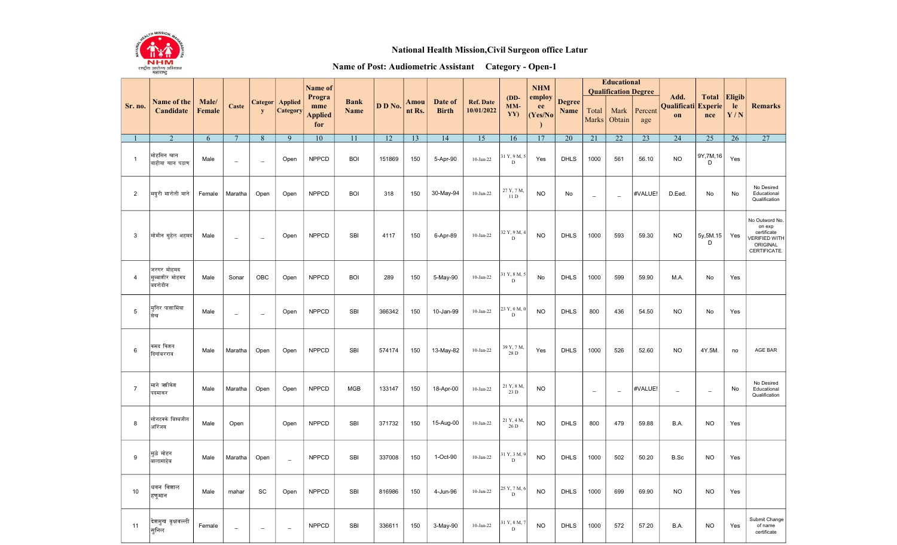National Health Mission,Civil Surgeon office Latur

Name of Post: Audiometric Assistant Category - Open-1

| Sr. no. | Name of the Candidate | Male/ Female | Caste | Category | Applied Category | Name of Programme Applied for | Bank Name | D D No. | Amount Rs. | Date of Birth | Ref. Date 10/01/2022 | (DD-MM-YY) | NHM employee (Yes/No) | Degree Name | Educational Qualification Degree | | | Add. Qualification | Total Experience | Eligible Y / N | Remarks |
|---|---|---|---|---|---|---|---|---|---|---|---|---|---|---|---|---|---|---|---|---|---|
| | | | | | | | | | | | | | | | Total Marks | Mark Obtain | Percentage | | | | |
| 1 | 2 | 6 | 7 | 8 | 9 | 10 | 11 | 12 | 13 | 14 | 15 | 16 | 17 | 20 | 21 | 22 | 23 | 24 | 25 | 26 | 27 |
| 1 | मोहसिन खान वाहीया खान पठाण | Male | _ | _ | Open | NPPCD | BOI | 151869 | 150 | 5-Apr-90 | 10-Jan-22 | 31 Y, 9 M, 5 D | Yes | DHLS | 1000 | 561 | 56.10 | NO | 9Y,7M,16 D | Yes | |
| 2 | मयुरी मारोती माने | Female | Maratha | Open | Open | NPPCD | BOI | 318 | 150 | 30-May-94 | 10-Jan-22 | 27 Y, 7 M, 11 D | NO | No | _ | _ | #VALUE! | D.Eed. | No | No | No Desired Educational Qualification |
| 3 | मोमीन सुहेल अहमद | Male | _ | _ | Open | NPPCD | SBI | 4117 | 150 | 6-Apr-89 | 10-Jan-22 | 32 Y, 9 M, 4 D | NO | DHLS | 1000 | 593 | 59.30 | NO | 5y,5M.15 D | Yes | No Outword No. on exp certificate VERIFIED WITH ORIGINAL CERTIFICATE. |
| 4 | जरगर मोहमद मुब्बाशीर मोहमद बदरोदीन | Male | Sonar | OBC | Open | NPPCD | BOI | 289 | 150 | 5-May-90 | 10-Jan-22 | 31 Y, 8 M, 5 D | No | DHLS | 1000 | 599 | 59.90 | M.A. | No | Yes | |
| 5 | मुनिर पाशामिया शेख | Male | _ | _ | Open | NPPCD | SBI | 366342 | 150 | 10-Jan-99 | 10-Jan-22 | 23 Y, 0 M, 0 D | NO | DHLS | 800 | 436 | 54.50 | NO | No | Yes | |
| 6 | कमद किशन दिगांबरराव | Male | Maratha | Open | Open | NPPCD | SBI | 574174 | 150 | 13-May-82 | 10-Jan-22 | 39 Y, 7 M, 28 D | Yes | DHLS | 1000 | 526 | 52.60 | NO | 4Y.5M. | no | AGE BAR |
| 7 | माने ऋषिकेश पदमाकर | Male | Maratha | Open | Open | NPPCD | MGB | 133147 | 150 | 18-Apr-00 | 10-Jan-22 | 21 Y, 8 M, 23 D | NO | | _ | _ | #VALUE! | _ | _ | No | No Desired Educational Qualification |
| 8 | सोनटक्के विश्वजीत अरिजय | Male | Open | | Open | NPPCD | SBI | 371732 | 150 | 15-Aug-00 | 10-Jan-22 | 21 Y, 4 M, 26 D | NO | DHLS | 800 | 479 | 59.88 | B.A. | NO | Yes | |
| 9 | मुळे मोहन बालासाहेब | Male | Maratha | Open | _ | NPPCD | SBI | 337008 | 150 | 1-Oct-90 | 10-Jan-22 | 31 Y, 3 M, 9 D | NO | DHLS | 1000 | 502 | 50.20 | B.Sc | NO | Yes | |
| 10 | धवन विशाल हणुमान | Male | mahar | SC | Open | NPPCD | SBI | 816986 | 150 | 4-Jun-96 | 10-Jan-22 | 25 Y, 7 M, 6 D | NO | DHLS | 1000 | 699 | 69.90 | NO | NO | Yes | |
| 11 | देशमुख वृक्षवल्ली सुनिल | Female | _ | _ | _ | NPPCD | SBI | 336611 | 150 | 3-May-90 | 10-Jan-22 | 31 Y, 8 M, 7 D | NO | DHLS | 1000 | 572 | 57.20 | B.A. | NO | Yes | Submit Change of name certificate |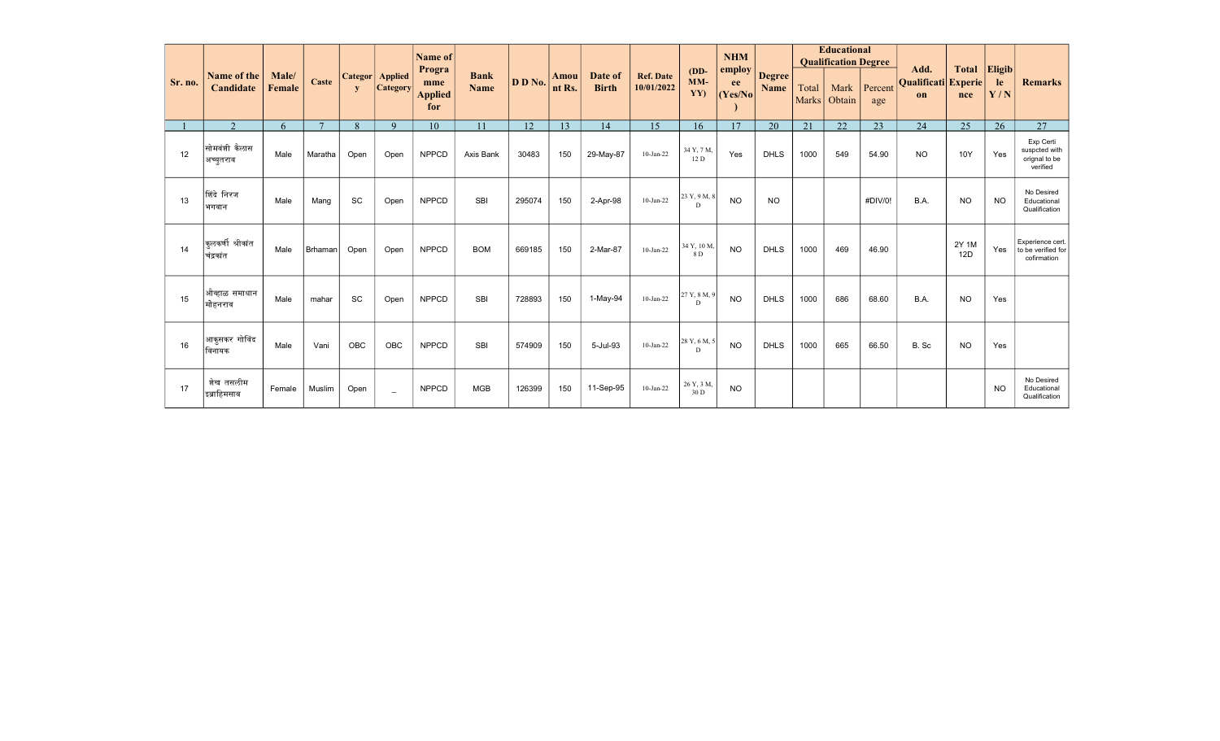| Sr. no. | Name of the Candidate | Male/ Female | Caste | Category | Applied Category | Name of Programme Applied for | Bank Name | D D No. | Amount Rs. | Date of Birth | Ref. Date 10/01/2022 | (DD-MM-YY) | NHM employee (Yes/No) | Degree Name | Educational Qualification Degree | | | Add. Qualification | Total Experience | Eligible Y / N | Remarks |
|---|---|---|---|---|---|---|---|---|---|---|---|---|---|---|---|---|---|---|---|---|---|
| | | | | | | | | | | | | | | | Total Marks | Mark Obtain | Percentage | | | | |
| 1 | 2 | 6 | 7 | 8 | 9 | 10 | 11 | 12 | 13 | 14 | 15 | 16 | 17 | 20 | 21 | 22 | 23 | 24 | 25 | 26 | 27 |
| 12 | सोमवंशी कैलास अच्युतराव | Male | Maratha | Open | Open | NPPCD | Axis Bank | 30483 | 150 | 29-May-87 | 10-Jan-22 | 34 Y, 7 M, 12 D | Yes | DHLS | 1000 | 549 | 54.90 | NO | 10Y | Yes | Exp Certi suspcted with orignal to be verified |
| 13 | शिंदे निरज भगवान | Male | Mang | SC | Open | NPPCD | SBI | 295074 | 150 | 2-Apr-98 | 10-Jan-22 | 23 Y, 9 M, 8 D | NO | NO | | | #DIV/0! | B.A. | NO | NO | No Desired Educational Qualification |
| 14 | कुलकर्णी श्रीकांत चंद्रकांत | Male | Brhaman | Open | Open | NPPCD | BOM | 669185 | 150 | 2-Mar-87 | 10-Jan-22 | 34 Y, 10 M, 8 D | NO | DHLS | 1000 | 469 | 46.90 | | 2Y 1M 12D | Yes | Experience cert. to be verified for cofirmation |
| 15 | औव्हाळ समाधान मोहनराव | Male | mahar | SC | Open | NPPCD | SBI | 728893 | 150 | 1-May-94 | 10-Jan-22 | 27 Y, 8 M, 9 D | NO | DHLS | 1000 | 686 | 68.60 | B.A. | NO | Yes | |
| 16 | आकुसकर गोविंद विनायक | Male | Vani | OBC | OBC | NPPCD | SBI | 574909 | 150 | 5-Jul-93 | 10-Jan-22 | 28 Y, 6 M, 5 D | NO | DHLS | 1000 | 665 | 66.50 | B. Sc | NO | Yes | |
| 17 | शेख तसलीम इब्राहिमसाब | Female | Muslim | Open | _ | NPPCD | MGB | 126399 | 150 | 11-Sep-95 | 10-Jan-22 | 26 Y, 3 M, 30 D | NO | | | | | | | NO | No Desired Educational Qualification |